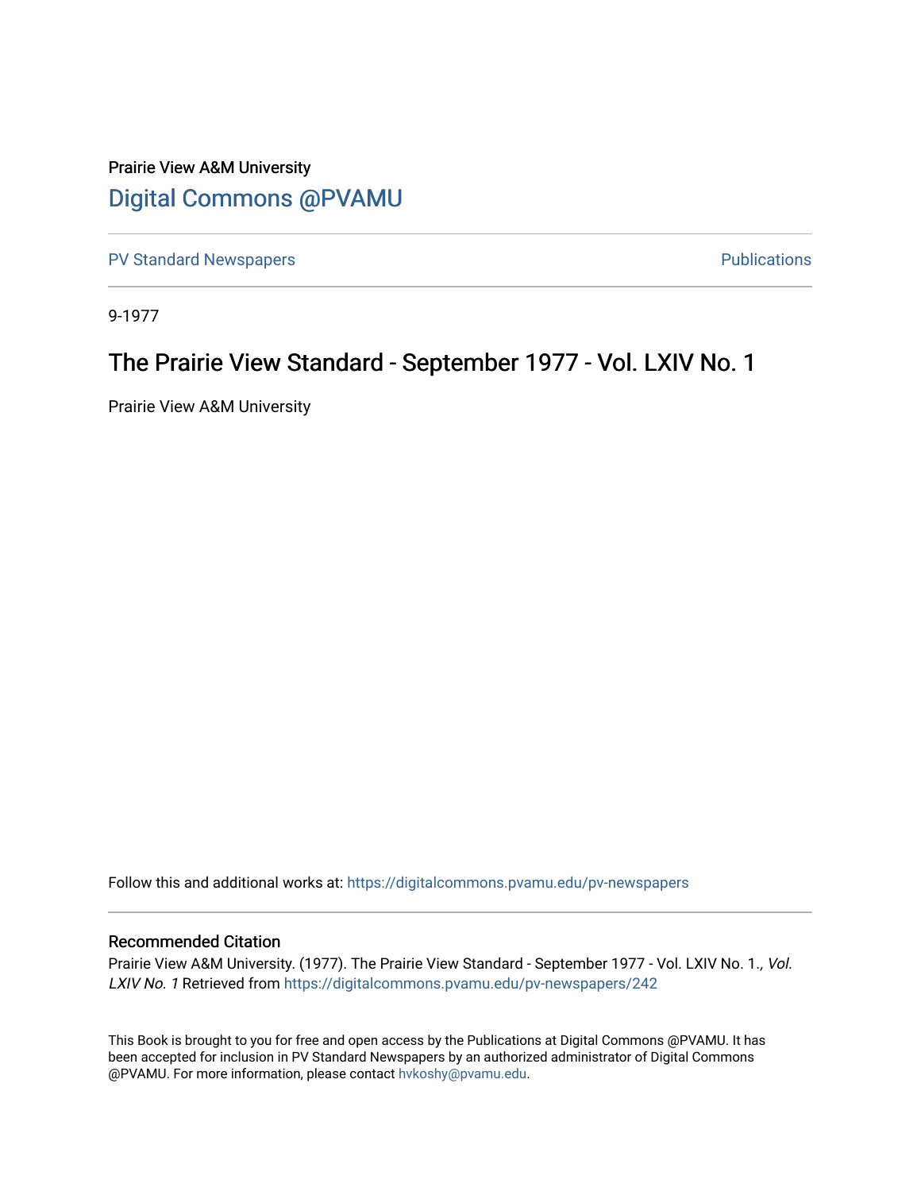Prairie View A&M University

## Digital Commons @PVAMU

PV Standard Newspapers | Publications

9-1977

# The Prairie View Standard - September 1977 - Vol. LXIV No. 1

Prairie View A&M University

Follow this and additional works at: https://digitalcommons.pvamu.edu/pv-newspapers

### Recommended Citation

Prairie View A&M University. (1977). The Prairie View Standard - September 1977 - Vol. LXIV No. 1., *Vol. LXIV No. 1* Retrieved from https://digitalcommons.pvamu.edu/pv-newspapers/242

This Book is brought to you for free and open access by the Publications at Digital Commons @PVAMU. It has been accepted for inclusion in PV Standard Newspapers by an authorized administrator of Digital Commons @PVAMU. For more information, please contact hvkoshy@pvamu.edu.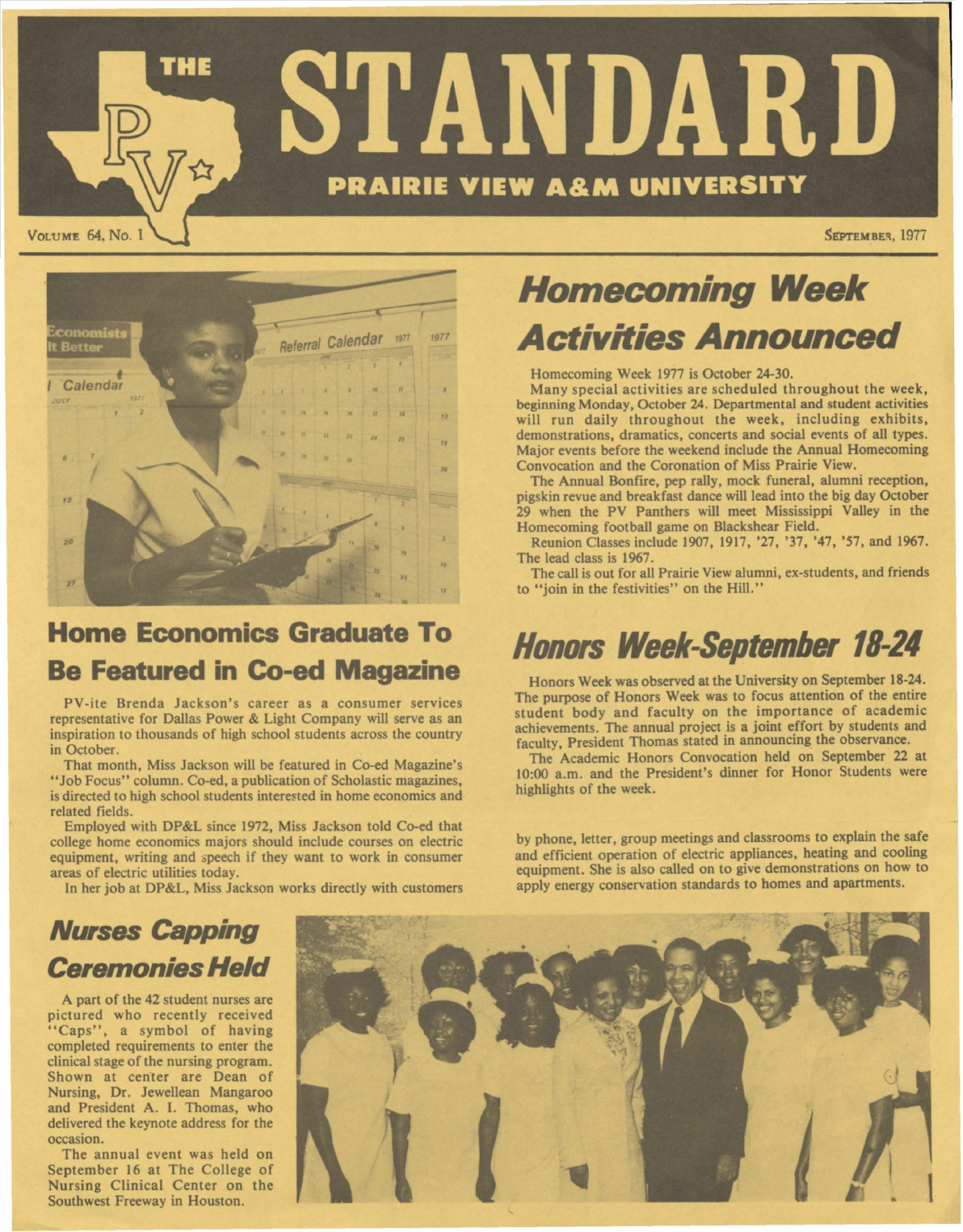# THE STANDARD

## PRAIRIE VIEW A&M UNIVERSITY

VOLUME 64, No. 1

SEPTEMBER, 1977

## Home Economics Graduate To Be Featured in Co-ed Magazine

PV-ite Brenda Jackson's career as a consumer services representative for Dallas Power & Light Company will serve as an inspiration to thousands of high school students across the country in October.

That month, Miss Jackson will be featured in Co-ed Magazine's "Job Focus" column. Co-ed, a publication of Scholastic magazines, is directed to high school students interested in home economics and related fields.

Employed with DP&L since 1972, Miss Jackson told Co-ed that college home economics majors should include courses on electric equipment, writing and speech if they want to work in consumer areas of electric utilities today.

In her job at DP&L, Miss Jackson works directly with customers by phone, letter, group meetings and classrooms to explain the safe and efficient operation of electric appliances, heating and cooling equipment. She is also called on to give demonstrations on how to apply energy conservation standards to homes and apartments.

## Homecoming Week Activities Announced

Homecoming Week 1977 is October 24-30.

Many special activities are scheduled throughout the week, beginning Monday, October 24. Departmental and student activities will run daily throughout the week, including exhibits, demonstrations, dramatics, concerts and social events of all types. Major events before the weekend include the Annual Homecoming Convocation and the Coronation of Miss Prairie View.

The Annual Bonfire, pep rally, mock funeral, alumni reception, pigskin revue and breakfast dance will lead into the big day October 29 when the PV Panthers will meet Mississippi Valley in the Homecoming football game on Blackshear Field.

Reunion Classes include 1907, 1917, '27, '37, '47, '57, and 1967. The lead class is 1967.

The call is out for all Prairie View alumni, ex-students, and friends to "join in the festivities" on the Hill."

## Honors Week-September 18-24

Honors Week was observed at the University on September 18-24. The purpose of Honors Week was to focus attention of the entire student body and faculty on the importance of academic achievements. The annual project is a joint effort by students and faculty, President Thomas stated in announcing the observance.

The Academic Honors Convocation held on September 22 at 10:00 a.m. and the President's dinner for Honor Students were highlights of the week.

## Nurses Capping Ceremonies Held

A part of the 42 student nurses are pictured who recently received "Caps", a symbol of having completed requirements to enter the clinical stage of the nursing program. Shown at center are Dean of Nursing, Dr. Jewellean Mangaroo and President A. I. Thomas, who delivered the keynote address for the occasion.

The annual event was held on September 16 at The College of Nursing Clinical Center on the Southwest Freeway in Houston.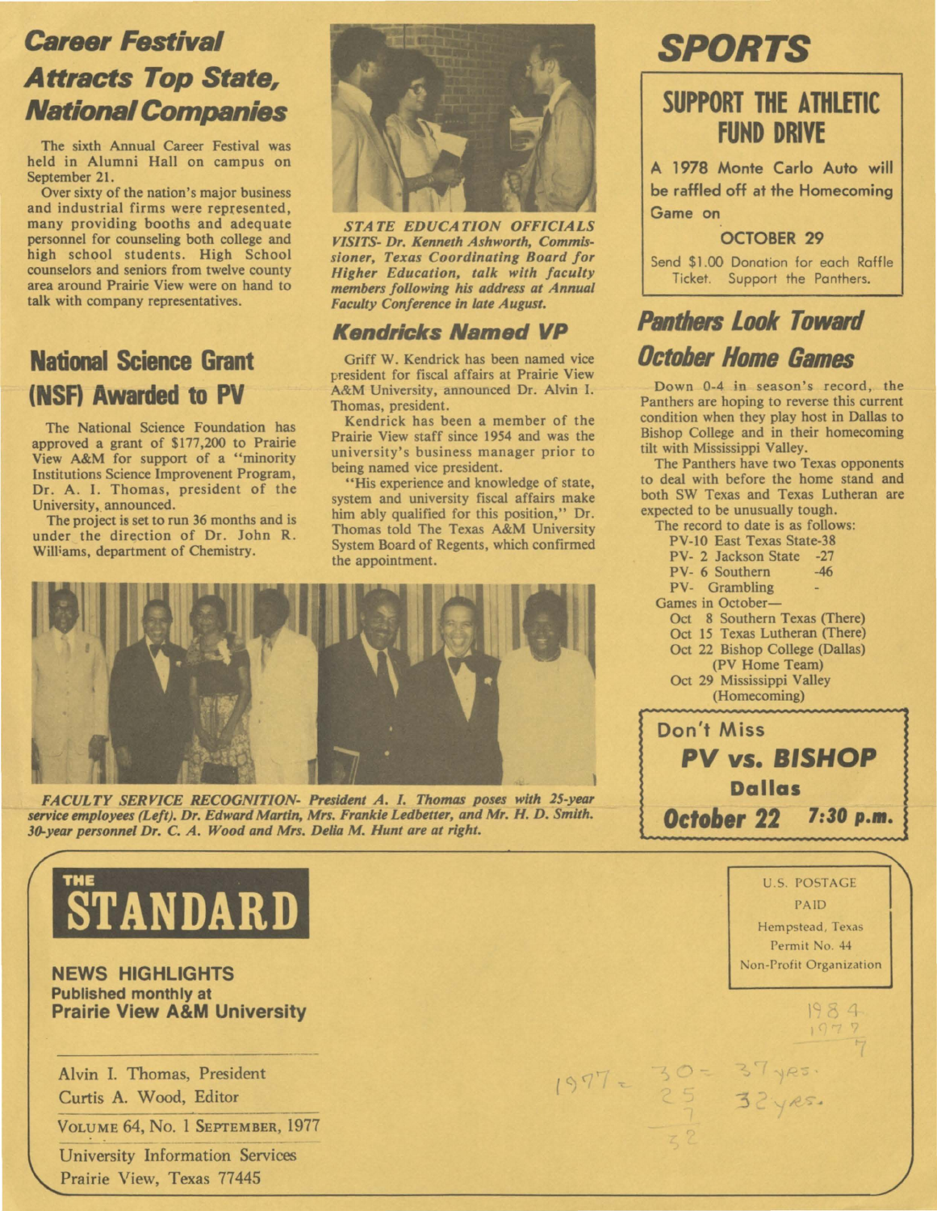## Career Festival Attracts Top State, National Companies

The sixth Annual Career Festival was held in Alumni Hall on campus on September 21.

Over sixty of the nation's major business and industrial firms were represented, many providing booths and adequate personnel for counseling both college and high school students. High School counselors and seniors from twelve county area around Prairie View were on hand to talk with company representatives.

## National Science Grant (NSF) Awarded to PV

The National Science Foundation has approved a grant of $177,200 to Prairie View A&M for support of a "minority Institutions Science Improvenent Program, Dr. A. I. Thomas, president of the University, announced.

The project is set to run 36 months and is under the direction of Dr. John R. Williams, department of Chemistry.

*STATE EDUCATION OFFICIALS VISITS- Dr. Kenneth Ashworth, Commissioner, Texas Coordinating Board for Higher Education, talk with faculty members following his address at Annual Faculty Conference in late August.*

## Kendricks Named VP

Griff W. Kendrick has been named vice president for fiscal affairs at Prairie View A&M University, announced Dr. Alvin I. Thomas, president.

Kendrick has been a member of the Prairie View staff since 1954 and was the university's business manager prior to being named vice president.

"His experience and knowledge of state, system and university fiscal affairs make him ably qualified for this position," Dr. Thomas told The Texas A&M University System Board of Regents, which confirmed the appointment.

*FACULTY SERVICE RECOGNITION- President A. I. Thomas poses with 25-year service employees (Left). Dr. Edward Martin, Mrs. Frankie Ledbetter, and Mr. H. D. Smith. 30-year personnel Dr. C. A. Wood and Mrs. Delia M. Hunt are at right.*

# SPORTS

### SUPPORT THE ATHLETIC FUND DRIVE

A 1978 Monte Carlo Auto will be raffled off at the Homecoming Game on

**OCTOBER 29**

Send $1.00 Donation for each Raffle Ticket. Support the Panthers.

## Panthers Look Toward October Home Games

Down 0-4 in season's record, the Panthers are hoping to reverse this current condition when they play host in Dallas to Bishop College and in their homecoming tilt with Mississippi Valley.

The Panthers have two Texas opponents to deal with before the home stand and both SW Texas and Texas Lutheran are expected to be unusually tough.

The record to date is as follows:

PV-10 East Texas State-38
PV- 2 Jackson State -27
PV- 6 Southern -46
PV- Grambling -

Games in October—

Oct 8 Southern Texas (There)
Oct 15 Texas Lutheran (There)
Oct 22 Bishop College (Dallas) (PV Home Team)
Oct 29 Mississippi Valley (Homecoming)

**Don't Miss**
**PV vs. BISHOP**
**Dallas**
**October 22 7:30 p.m.**

**THE STANDARD**

**NEWS HIGHLIGHTS**
**Published monthly at**
**Prairie View A&M University**

Alvin I. Thomas, President
Curtis A. Wood, Editor
VOLUME 64, NO. 1 SEPTEMBER, 1977
University Information Services
Prairie View, Texas 77445

U.S. POSTAGE
PAID
Hempstead, Texas
Permit No. 44
Non-Profit Organization

1984
1977
7

1977 = 30 = 37 yrs.
25 32 yrs.
7
32